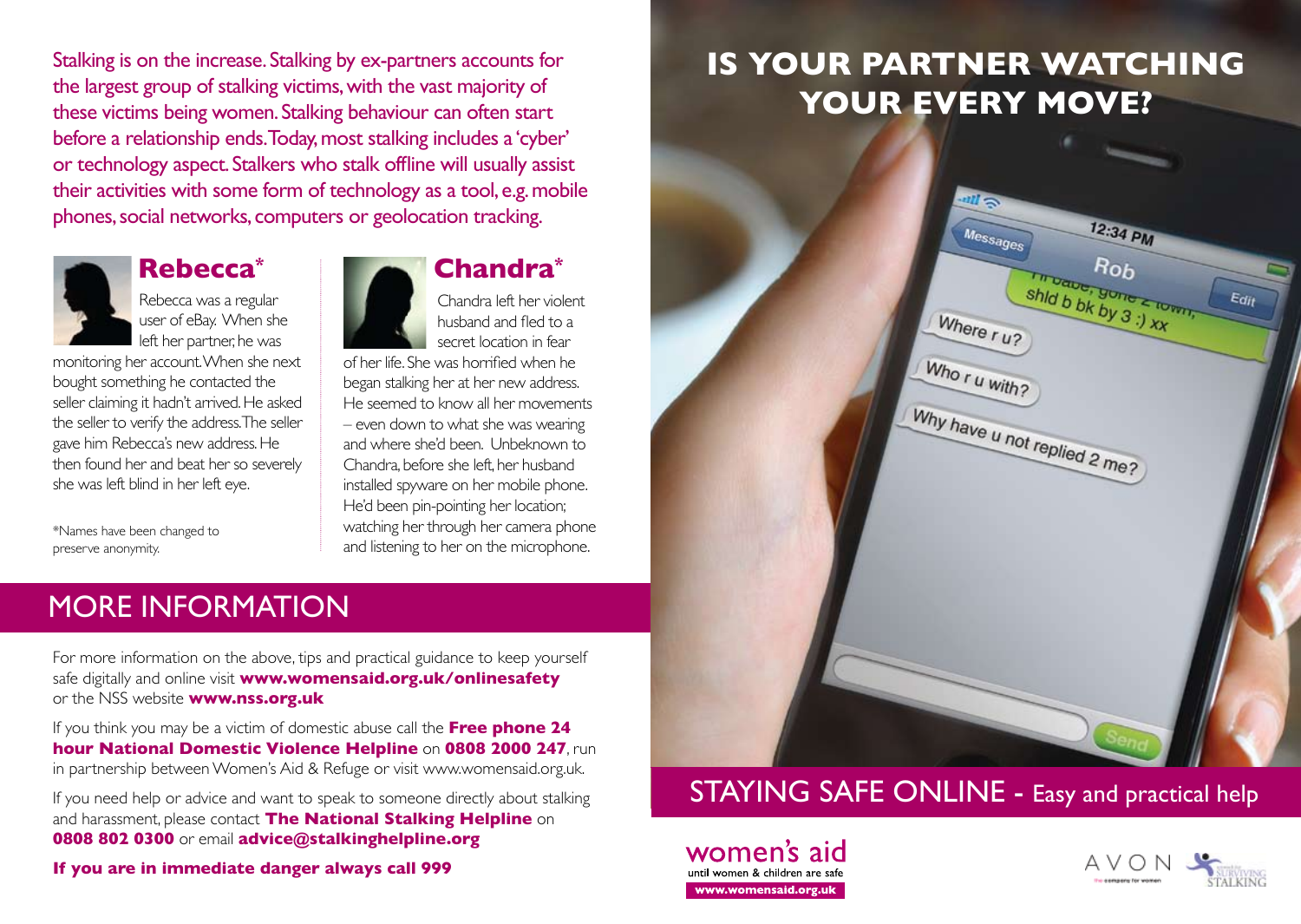Stalking is on the increase. Stalking by ex-partners accounts for the largest group of stalking victims, with the vast majority of these victims being women. Stalking behaviour can often start before a relationship ends. Today, most stalking includes a 'cyber' or technology aspect. Stalkers who stalk offline will usually assist their activities with some form of technology as a tool, e.g. mobile phones, social networks, computers or geolocation tracking.

## Rebecca*

Rebecca was a regular user of eBay. When she left her partner, he was monitoring her account. When she next bought something he contacted the seller claiming it hadn't arrived. He asked the seller to verify the address. The seller gave him Rebecca's new address. He then found her and beat her so severely she was left blind in her left eye.

*Names have been changed to preserve anonymity.

## Chandra*

Chandra left her violent husband and fled to a secret location in fear of her life. She was horrified when he began stalking her at her new address. He seemed to know all her movements – even down to what she was wearing and where she'd been. Unbeknown to Chandra, before she left, her husband installed spyware on her mobile phone. He'd been pin-pointing her location; watching her through her camera phone and listening to her on the microphone.

## MORE INFORMATION

For more information on the above, tips and practical guidance to keep yourself safe digitally and online visit **www.womensaid.org.uk/onlinesafety** or the NSS website **www.nss.org.uk**

If you think you may be a victim of domestic abuse call the **Free phone 24 hour National Domestic Violence Helpline** on **0808 2000 247**, run in partnership between Women's Aid & Refuge or visit www.womensaid.org.uk.

If you need help or advice and want to speak to someone directly about stalking and harassment, please contact **The National Stalking Helpline** on **0808 802 0300** or email **advice@stalkinghelpline.org**

**If you are in immediate danger always call 999**

# IS YOUR PARTNER WATCHING YOUR EVERY MOVE?

Messages 12:34 PM Rob

Hi babe, gone 2 town, shld b bk by 3 :) xx

Where r u?

Who r u with?

Why have u not replied 2 me?

## STAYING SAFE ONLINE - Easy and practical help

women's aid
until women & children are safe
**www.womensaid.org.uk**

AVON the company for women

Surviving Stalking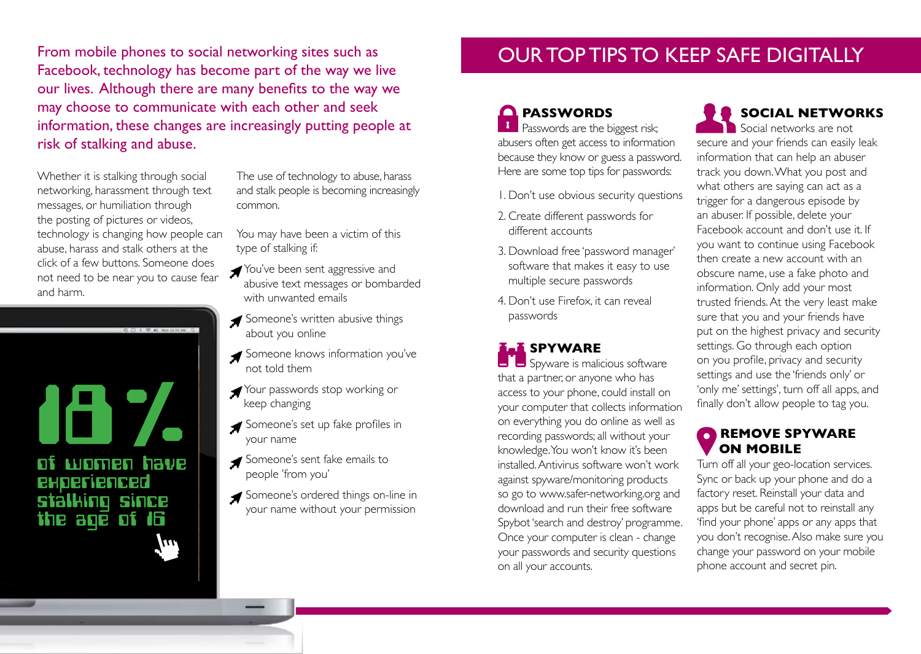From mobile phones to social networking sites such as Facebook, technology has become part of the way we live our lives. Although there are many benefits to the way we may choose to communicate with each other and seek information, these changes are increasingly putting people at risk of stalking and abuse.

Whether it is stalking through social networking, harassment through text messages, or humiliation through the posting of pictures or videos, technology is changing how people can abuse, harass and stalk others at the click of a few buttons. Someone does not need to be near you to cause fear and harm.

The use of technology to abuse, harass and stalk people is becoming increasingly common.

You may have been a victim of this type of stalking if:

- You've been sent aggressive and abusive text messages or bombarded with unwanted emails
- Someone's written abusive things about you online
- Someone knows information you've not told them
- Your passwords stop working or keep changing
- Someone's set up fake profiles in your name
- Someone's sent fake emails to people 'from you'
- Someone's ordered things on-line in your name without your permission

18% of women have experienced stalking since the age of 16

# OUR TOP TIPS TO KEEP SAFE DIGITALLY

## PASSWORDS

Passwords are the biggest risk; abusers often get access to information because they know or guess a password. Here are some top tips for passwords:

1. Don't use obvious security questions
2. Create different passwords for different accounts
3. Download free 'password manager' software that makes it easy to use multiple secure passwords
4. Don't use Firefox, it can reveal passwords

## SPYWARE

Spyware is malicious software that a partner, or anyone who has access to your phone, could install on your computer that collects information on everything you do online as well as recording passwords; all without your knowledge. You won't know it's been installed. Antivirus software won't work against spyware/monitoring products so go to www.safer-networking.org and download and run their free software Spybot 'search and destroy' programme. Once your computer is clean - change your passwords and security questions on all your accounts.

## SOCIAL NETWORKS

Social networks are not secure and your friends can easily leak information that can help an abuser track you down. What you post and what others are saying can act as a trigger for a dangerous episode by an abuser. If possible, delete your Facebook account and don't use it. If you want to continue using Facebook then create a new account with an obscure name, use a fake photo and information. Only add your most trusted friends. At the very least make sure that you and your friends have put on the highest privacy and security settings. Go through each option on you profile, privacy and security settings and use the 'friends only' or 'only me' settings', turn off all apps, and finally don't allow people to tag you.

## REMOVE SPYWARE ON MOBILE

Turn off all your geo-location services. Sync or back up your phone and do a factory reset. Reinstall your data and apps but be careful not to reinstall any 'find your phone' apps or any apps that you don't recognise. Also make sure you change your password on your mobile phone account and secret pin.